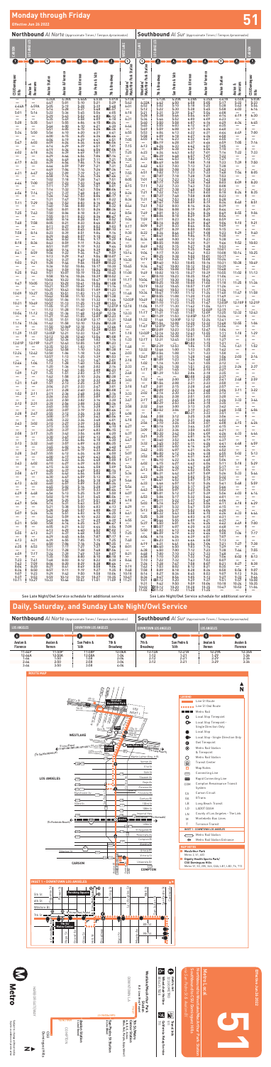# Monday through Friday

**Effective Jun 26 2022**

**51**

## Northbound *Al Norte* (Approximate Times / *Tiempos Aproximados*)

| CSU Dominguez Hills | Avalon & Florence | Avalon Station | Avalon & Vernon | San Pedro & 14th | 7th & Broadway | Westlake/MacArthur Park Station |
|---|---|---|---|---|---|---|

## Southbound *Al Sur* (Approximate Times / *Tiempos Aproximados*)

| Westlake/MacArthur Park Station | 7th & Broadway | San Pedro & 14th | Avalon & Vernon | Avalon Station | Avalon & Florence | CSU Dominguez Hills |
|---|---|---|---|---|---|---|

See Late Night/Owl Service schedule for additional service

## Daily, Saturday, and Sunday Late Night/Owl Service

### Northbound *Al Norte* (Approximate Times / *Tiempos Aproximados*)

| Avalon & Florence | Avalon & Vernon | San Pedro & 14th | 7th & Broadway |
|---|---|---|---|
| 11:46P | 11:55P | 11:58P | 12:06A |
| 12:46A | 12:55A | 12:58A | 1:06A |
| 1:46 | 1:55 | 1:58 | 2:06 |
| 2:46 | 2:55 | 2:58 | 3:06 |
| 3:46 | 3:55 | 3:58 | 4:06 |

### Southbound *Al Sur* (Approximate Times / *Tiempos Aproximados*)

| 7th & Broadway | San Pedro & 14th | Avalon & Vernon | Avalon & Florence |
|---|---|---|---|
| 12:12A | 12:18A | 12:27A | 12:36A |
| 1:12 | 1:18 | 1:27 | 1:36 |
| 2:12 | 2:18 | 2:27 | 2:36 |
| 3:12 | 3:18 | 3:27 | 3:36 |

## Route Map

**Legend**

- Line 51 Route
- Line 51 Owl Route
- Metro Rail
- Bus Stop Timepoint
- Local Stop Timepoint - Single Direction Only
- Local Stop
- Local Stop - Single Direction Only
- Owl Timepoint
- Metro Rail Station & Timepoint
- Metro Rail Station
- Transit Center
- Map Notes
- Connecting Line
- Rapid Connecting Line

**Map Notes**

- Westlake/MacArthur Park Station
- Dignity Health Sports Park / CSU Dominguez Hills

Metro Local

**51**

Westlake/MacArthur Park – Compton via Avalon Bl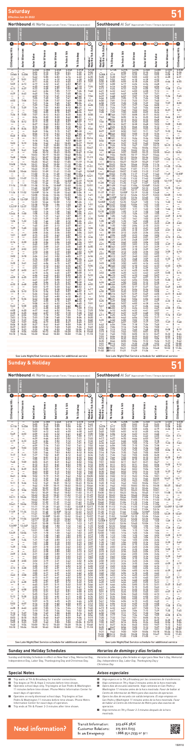# Saturday

**Effective Jun 26 2022**

# 51

## Northbound *Al Norte (Approximate Times / Tiempos Aproximados)*

| CARSON | LOS ANGELES | | | | | | | |
|---|---|---|---|---|---|---|---|---|
| 1 | 2 | 3 | 4 | 5 | 6 | 7 | 8 | 9 |
| CSU Dominguez Hills | Avalon & Greenleaf | Avalon Station | Avalon & Florence | Avalon & Jefferson | San Pedro & 16th | 7th & Broadway | Wilshire/Western Station | |

## Southbound *Al Sur (Approximate Times / Tiempos Aproximados)*

| LOS ANGELES | | | | | | | | CARSON |
|---|---|---|---|---|---|---|---|---|
| 9 | 8 | 7 | 6 | 5 | 4 | 3 | 2 | 1 |
| Wilshire/Western Station | 7th & Broadway | San Pedro & 16th | Avalon & Jefferson | Avalon & Florence | Avalon Station | Avalon & Greenleaf | | CSU Dominguez Hills |

See Late Night/Owl Service schedule for additional service

# Sunday & Holiday

# 51

## Northbound *Al Norte (Approximate Times / Tiempos Aproximados)*

| CARSON | LOS ANGELES | | | | | | | |
|---|---|---|---|---|---|---|---|---|
| 1 | 2 | 3 | 4 | 5 | 6 | 7 | 8 | 9 |
| CSU Dominguez Hills | Avalon & Greenleaf | Avalon Station | Avalon & Florence | Avalon & Jefferson | San Pedro & 16th | 7th & Broadway | Wilshire/Western Station | |

## Southbound *Al Sur (Approximate Times / Tiempos Aproximados)*

| LOS ANGELES | | | | | | | | CARSON |
|---|---|---|---|---|---|---|---|---|
| 9 | 8 | 7 | 6 | 5 | 4 | 3 | 2 | 1 |
| Wilshire/Western Station | 7th & Broadway | San Pedro & 16th | Avalon & Jefferson | Avalon & Florence | Avalon Station | Avalon & Greenleaf | | CSU Dominguez Hills |

See Late Night/Owl Service schedule for additional service

## Sunday and Holiday Schedules

Sunday and Holiday Schedule in effect on New Year's Day, Memorial Day, Independence Day, Labor Day, Thanksgiving Day and Christmas Day.

## Horarios de domingo y días feriados

*Horarios de domingo y días feriados en vigor para New Year's Day, Memorial Day, Independence Day, Labor Day, Thanksgiving Day y Christmas Day.*

## Special Notes

- Trip waits at 7th & Broadway for transfer connections.
- Trip begins at 7th & Hope 2 minutes before time shown.
- Operates school days only. Trip begins at San Pedro & Washington 11 minutes before time shown. Phone Metro Information Center for exact days of operation.
- Operates on early dismissal school days. Trip begins at San Pedro & Washington 11 minutes before time shown. Phone Metro Information Center for exact days of operation.
- Trip ends at 7th & Flower 2-3 minutes after time shown.

## Avisos especiales

- *Viaje espera en la 7th y Broadway por las conexiones de transferencia.*
- *Viaje comienza en 7th y Hope 2 minutos antes de la hora mostrada.*
- *Opera días de escuela solamente. Viaje comienza en San Pedro y Washington 11 minutos antes de la hora mostrada. Favor de hablar al Centro de Información de Metro para días exactos de operación.*
- *Opera los días de escuela con salida temprana. El viaje empieza en San Pedro y Washington 11 minutos antes de la hora mostrada. Favor de hablar al Centro de Información de Metro para días exactos de operación.*
- *Viaje termina en 7th y Flower 2-3 minutos después de la hora mostrada.*

# Need information?

Transit Information: 323.466.3876
Customer Relations: 213.922.6235
In an Emergency: 1.888.950.7233 or 911